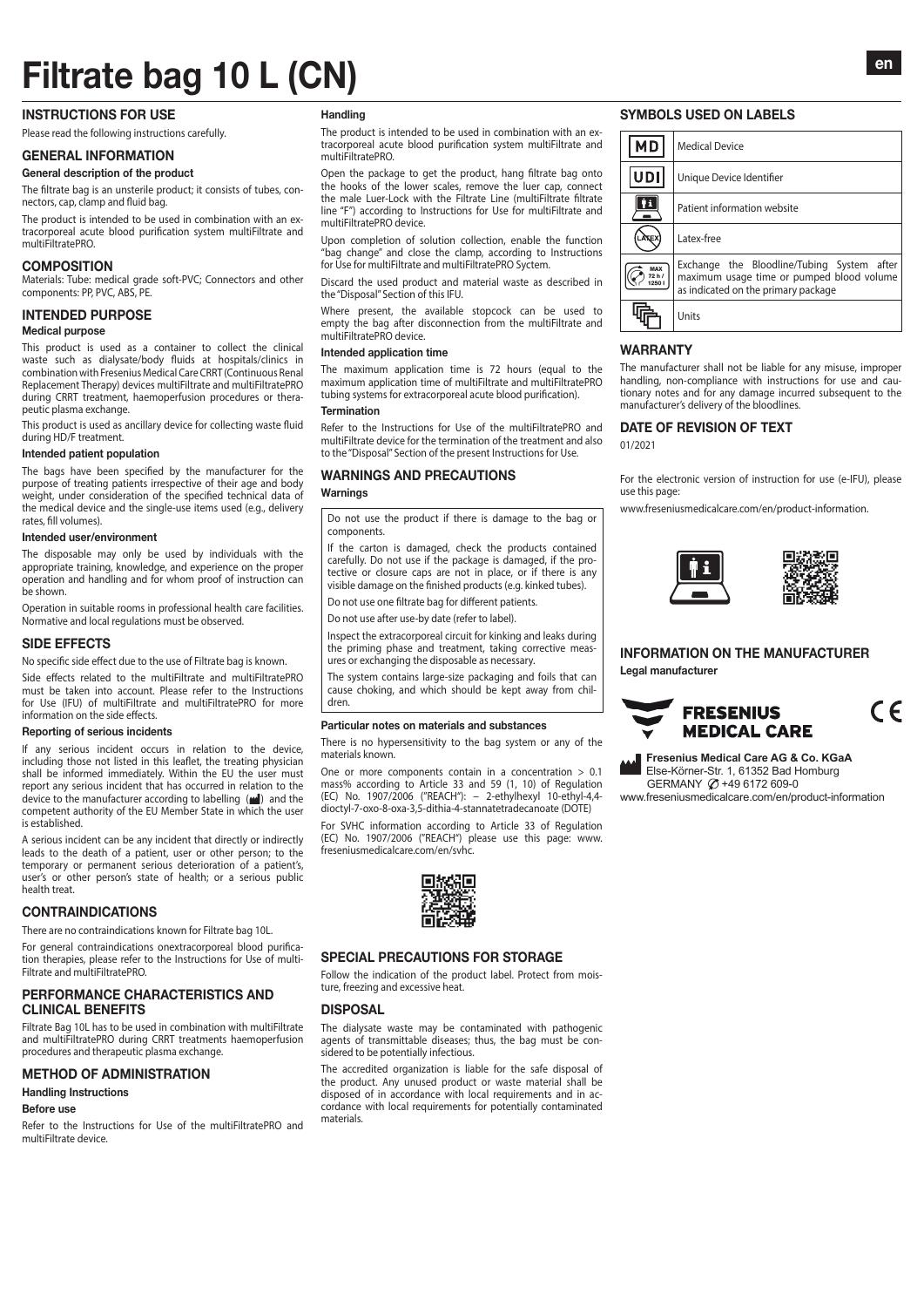# Filtrate bag 10 L (CN)

en

## INSTRUCTIONS FOR USE

Please read the following instructions carefully.

## GENERAL INFORMATION

### General description of the product

The filtrate bag is an unsterile product; it consists of tubes, connectors, cap, clamp and fluid bag.

The product is intended to be used in combination with an extracorporeal acute blood purification system multiFiltrate and multiFiltratePRO.

## COMPOSITION

Materials: Tube: medical grade soft-PVC; Connectors and other components: PP, PVC, ABS, PE.

## INTENDED PURPOSE

### Medical purpose

This product is used as a container to collect the clinical waste such as dialysate/body fluids at hospitals/clinics in combination with Fresenius Medical Care CRRT (Continuous Renal Replacement Therapy) devices multiFiltrate and multiFiltratePRO during CRRT treatment, haemoperfusion procedures or therapeutic plasma exchange.

This product is used as ancillary device for collecting waste fluid during HD/F treatment.

### Intended patient population

The bags have been specified by the manufacturer for the purpose of treating patients irrespective of their age and body weight, under consideration of the specified technical data of the medical device and the single-use items used (e.g., delivery rates, fill volumes).

### Intended user/environment

The disposable may only be used by individuals with the appropriate training, knowledge, and experience on the proper operation and handling and for whom proof of instruction can be shown.

Operation in suitable rooms in professional health care facilities. Normative and local regulations must be observed.

## SIDE EFFECTS

No specific side effect due to the use of Filtrate bag is known.

Side effects related to the multiFiltrate and multiFiltratePRO must be taken into account. Please refer to the Instructions for Use (IFU) of multiFiltrate and multiFiltratePRO for more information on the side effects.

### Reporting of serious incidents

If any serious incident occurs in relation to the device, including those not listed in this leaflet, the treating physician shall be informed immediately. Within the EU the user must report any serious incident that has occurred in relation to the device to the manufacturer according to labelling (▟) and the competent authority of the EU Member State in which the user is established.

A serious incident can be any incident that directly or indirectly leads to the death of a patient, user or other person; to the temporary or permanent serious deterioration of a patient's, user's or other person's state of health; or a serious public health treat.

## CONTRAINDICATIONS

There are no contraindications known for Filtrate bag 10L.

For general contraindications onextracorporeal blood purification therapies, please refer to the Instructions for Use of multiFiltrate and multiFiltratePRO.

## PERFORMANCE CHARACTERISTICS AND CLINICAL BENEFITS

Filtrate Bag 10L has to be used in combination with multiFiltrate and multiFiltratePRO during CRRT treatments haemoperfusion procedures and therapeutic plasma exchange.

## METHOD OF ADMINISTRATION

### Handling Instructions

#### Before use

Refer to the Instructions for Use of the multiFiltratePRO and multiFiltrate device.

#### Handling

The product is intended to be used in combination with an extracorporeal acute blood purification system multiFiltrate and multiFiltratePRO.

Open the package to get the product, hang filtrate bag onto the hooks of the lower scales, remove the luer cap, connect the male Luer-Lock with the Filtrate Line (multiFiltrate filtrate line "F") according to Instructions for Use for multiFiltrate and multiFiltratePRO device.

Upon completion of solution collection, enable the function "bag change" and close the clamp, according to Instructions for Use for multiFiltrate and multiFiltratePRO Syctem.

Discard the used product and material waste as described in the "Disposal" Section of this IFU.

Where present, the available stopcock can be used to empty the bag after disconnection from the multiFiltrate and multiFiltratePRO device.

#### Intended application time

The maximum application time is 72 hours (equal to the maximum application time of multiFiltrate and multiFiltratePRO tubing systems for extracorporeal acute blood purification).

#### Termination

Refer to the Instructions for Use of the multiFiltratePRO and multiFiltrate device for the termination of the treatment and also to the "Disposal" Section of the present Instructions for Use.

## WARNINGS AND PRECAUTIONS

### Warnings

Do not use the product if there is damage to the bag or components.

If the carton is damaged, check the products contained carefully. Do not use if the package is damaged, if the protective or closure caps are not in place, or if there is any visible damage on the finished products (e.g. kinked tubes).

Do not use one filtrate bag for different patients.

Do not use after use-by date (refer to label).

Inspect the extracorporeal circuit for kinking and leaks during the priming phase and treatment, taking corrective measures or exchanging the disposable as necessary.

The system contains large-size packaging and foils that can cause choking, and which should be kept away from children.

### Particular notes on materials and substances

There is no hypersensitivity to the bag system or any of the materials known.

One or more components contain in a concentration > 0.1 mass% according to Article 33 and 59 (1, 10) of Regulation (EC) No. 1907/2006 ("REACH"): – 2-ethylhexyl 10-ethyl-4,4-dioctyl-7-oxo-8-oxa-3,5-dithia-4-stannatetradecanoate (DOTE)

For SVHC information according to Article 33 of Regulation (EC) No. 1907/2006 ("REACH") please use this page: www.freseniusmedicalcare.com/en/svhc.

## SPECIAL PRECAUTIONS FOR STORAGE

Follow the indication of the product label. Protect from moisture, freezing and excessive heat.

## DISPOSAL

The dialysate waste may be contaminated with pathogenic agents of transmittable diseases; thus, the bag must be considered to be potentially infectious.

The accredited organization is liable for the safe disposal of the product. Any unused product or waste material shall be disposed of in accordance with local requirements and in accordance with local requirements for potentially contaminated materials.

## SYMBOLS USED ON LABELS

| Symbol | Meaning |
|---|---|
| MD | Medical Device |
| UDI | Unique Device Identifier |
| | Patient information website |
| LATEX | Latex-free |
| MAX 72 h / 1250 l | Exchange the Bloodline/Tubing System after maximum usage time or pumped blood volume as indicated on the primary package |
| | Units |

## WARRANTY

The manufacturer shall not be liable for any misuse, improper handling, non-compliance with instructions for use and cautionary notes and for any damage incurred subsequent to the manufacturer's delivery of the bloodlines.

## DATE OF REVISION OF TEXT

01/2021

For the electronic version of instruction for use (e-IFU), please use this page:

www.freseniusmedicalcare.com/en/product-information.

## INFORMATION ON THE MANUFACTURER

### Legal manufacturer

FRESENIUS MEDICAL CARE

CE

**Fresenius Medical Care AG & Co. KGaA**
Else-Körner-Str. 1, 61352 Bad Homburg
GERMANY ✆ +49 6172 609-0
www.freseniusmedicalcare.com/en/product-information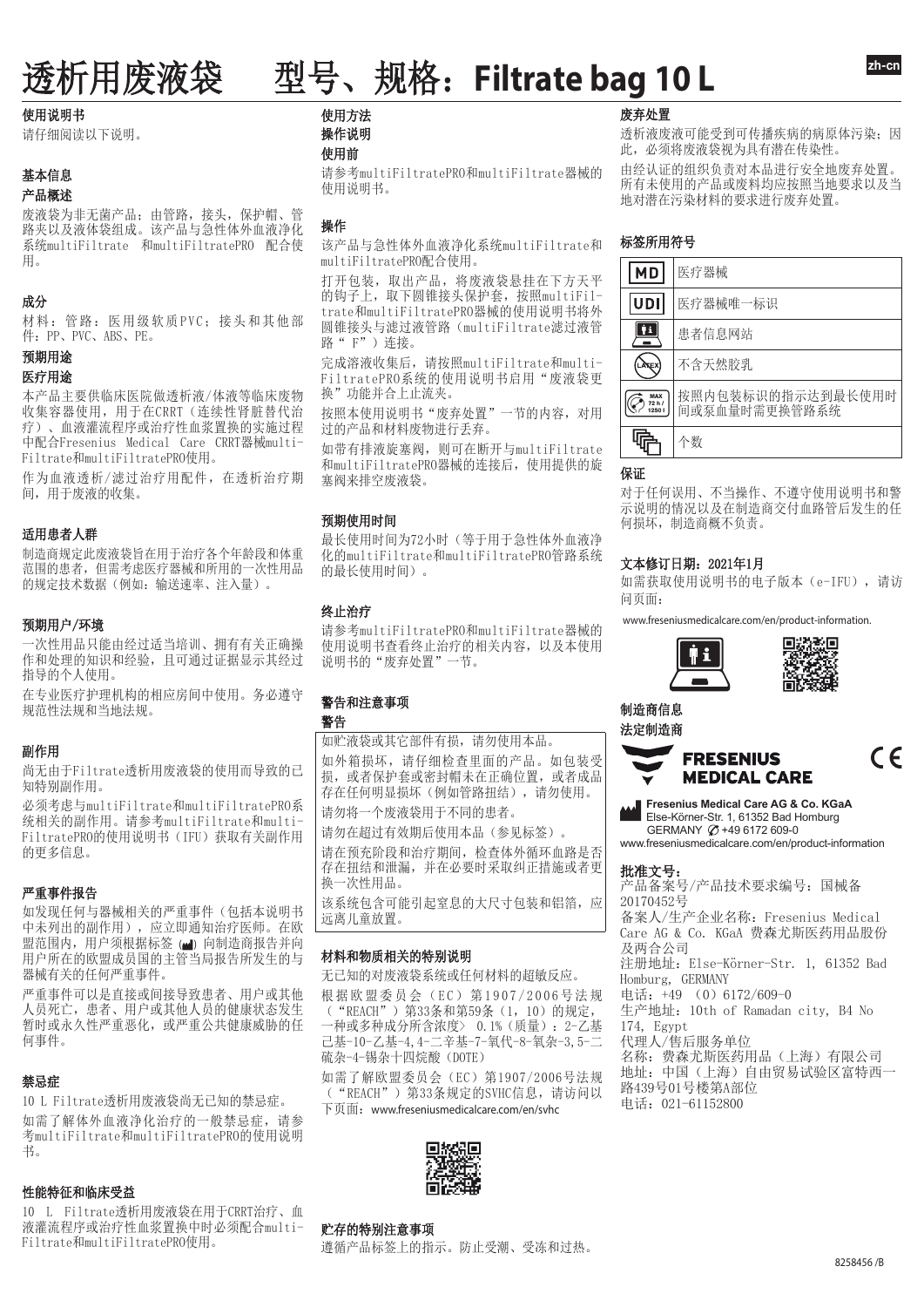# 透析用废液袋　型号、规格：Filtrate bag 10 L

zh-cn

## 使用说明书

请仔细阅读以下说明。

## 基本信息

### 产品概述

废液袋为非无菌产品；由管路，接头，保护帽、管路夹以及液体袋组成。该产品与急性体外血液净化系统multiFiltrate 和multiFiltratePRO 配合使用。

## 成分

材料：管路：医用级软质PVC；接头和其他部件：PP、PVC、ABS、PE。

## 预期用途

### 医疗用途

本产品主要供临床医院做透析液/体液等临床废物收集容器使用，用于在CRRT（连续性肾脏替代治疗）、血液灌流程序或治疗性血浆置换的实施过程中配合Fresenius Medical Care CRRT器械multi-Filtrate和multiFiltratePRO使用。

作为血液透析/滤过治疗用配件，在透析治疗期间，用于废液的收集。

## 适用患者人群

制造商规定此废液袋旨在用于治疗各个年龄段和体重范围的患者，但需考虑医疗器械和所用的一次性用品的规定技术数据（例如：输送速率、注入量）。

## 预期用户/环境

一次性用品只能由经过适当培训、拥有有关正确操作和处理的知识和经验，且可通过证据显示其经过指导的个人使用。

在专业医疗护理机构的相应房间中使用。务必遵守规范性法规和当地法规。

## 副作用

尚无由于Filtrate透析用废液袋的使用而导致的已知特别副作用。

必须考虑与multiFiltrate和multiFiltratePRO系统相关的副作用。请参考multiFiltrate和multi-FiltratePRO的使用说明书（IFU）获取有关副作用的更多信息。

## 严重事件报告

如发现任何与器械相关的严重事件（包括本说明书中未列出的副作用），应立即通知治疗医师。在欧盟范围内，用户须根据标签（制造商符号）向制造商报告并向用户所在的欧盟成员国的主管当局报告所发生的与器械有关的任何严重事件。

严重事件可以是直接或间接导致患者、用户或其他人员死亡，患者、用户或其他人员的健康状态发生暂时或永久性严重恶化，或严重公共健康威胁的任何事件。

## 禁忌症

10 L Filtrate透析用废液袋尚无已知的禁忌症。

如需了解体外血液净化治疗的一般禁忌症，请参考multiFiltrate和multiFiltratePRO的使用说明书。

## 性能特征和临床受益

10 L Filtrate透析用废液袋在用于CRRT治疗、血液灌流程序或治疗性血浆置换中时必须配合multi-Filtrate和multiFiltratePRO使用。

## 使用方法

### 操作说明

### 使用前

请参考multiFiltratePRO和multiFiltrate器械的使用说明书。

## 操作

该产品与急性体外血液净化系统multiFiltrate和multiFiltratePRO配合使用。

打开包装，取出产品，将废液袋悬挂在下方天平的钩子上，取下圆锥接头保护套，按照multiFil-trate和multiFiltratePRO器械的使用说明书将外圆锥接头与滤过液管路（multiFiltrate滤过液管路“ F”）连接。

完成溶液收集后，请按照multiFiltrate和multi-FiltratePRO系统的使用说明书启用“废液袋更换”功能并合上止流夹。

按照本使用说明书“废弃处置”一节的内容，对用过的产品和材料废物进行丢弃。

如带有排液旋塞阀，则可在断开与multiFiltrate和multiFiltratePRO器械的连接后，使用提供的旋塞阀来排空废液袋。

## 预期使用时间

最长使用时间为72小时（等于用于急性体外血液净化的multiFiltrate和multiFiltratePRO管路系统的最长使用时间）。

## 终止治疗

请参考multiFiltratePRO和multiFiltrate器械的使用说明书查看终止治疗的相关内容，以及本使用说明书的“废弃处置”一节。

## 警告和注意事项

### 警告

如贮液袋或其它部件有损，请勿使用本品。

如外箱损坏，请仔细检查里面的产品。如包装受损，或者保护套或密封帽未在正确位置，或者成品存在任何明显损坏（例如管路扭结），请勿使用。

请勿将一个废液袋用于不同的患者。

请勿在超过有效期后使用本品（参见标签）。

请在预充阶段和治疗期间，检查体外循环血路是否存在扭结和泄漏，并在必要时采取纠正措施或者更换一次性用品。

该系统包含可能引起窒息的大尺寸包装和铝箔，应远离儿童放置。

## 材料和物质相关的特别说明

无已知的对废液袋系统或任何材料的超敏反应。

根据欧盟委员会（EC）第1907/2006号法规（“REACH”）第33条和第59条（1，10）的规定，一种或多种成分所含浓度〉 0.1%（质量）：2-乙基己基-10-乙基-4,4-二辛基-7-氧代-8-氧杂-3,5-二硫杂-4-锡杂十四烷酸（DOTE）

如需了解欧盟委员会（EC）第1907/2006号法规（“REACH”）第33条规定的SVHC信息，请访问以下页面：www.freseniusmedicalcare.com/en/svhc

## 贮存的特别注意事项

遵循产品标签上的指示。防止受潮、受冻和过热。

## 废弃处置

透析液废液可能受到可传播疾病的病原体污染；因此，必须将废液袋视为具有潜在传染性。

由经认证的组织负责对本品进行安全地废弃处置。所有未使用的产品或废料均应按照当地要求以及当地对潜在污染材料的要求进行废弃处置。

## 标签所用符号

| | |
|---|---|
| MD | 医疗器械 |
| UDI | 医疗器械唯一标识 |
| | 患者信息网站 |
| LATEX | 不含天然胶乳 |
| MAX 72 h / 1250 l | 按照内包装标识的指示达到最长使用时间或泵血量时需更换管路系统 |
| | 个数 |

## 保证

对于任何误用、不当操作、不遵守使用说明书和警示说明的情况以及在制造商交付血路管后发生的任何损坏，制造商概不负责。

## 文本修订日期：2021年1月

如需获取使用说明书的电子版本（e-IFU），请访问页面：

www.freseniusmedicalcare.com/en/product-information.

## 制造商信息

### 法定制造商

FRESENIUS MEDICAL CARE

CE

**Fresenius Medical Care AG & Co. KGaA**
Else-Körner-Str. 1, 61352 Bad Homburg
GERMANY +49 6172 609-0
www.freseniusmedicalcare.com/en/product-information

## 批准文号：

产品备案号/产品技术要求编号：国械备20170452号
备案人/生产企业名称：Fresenius Medical Care AG & Co. KGaA 费森尤斯医药用品股份及两合公司
注册地址：Else-Körner-Str. 1, 61352 Bad Homburg, GERMANY
电话：+49 （0）6172/609-0
生产地址：10th of Ramadan city, B4 No 174, Egypt
代理人/售后服务单位
名称：费森尤斯医药用品（上海）有限公司
地址：中国（上海）自由贸易试验区富特西一路439号01号楼第A部位
电话：021-61152800

8258456 /B